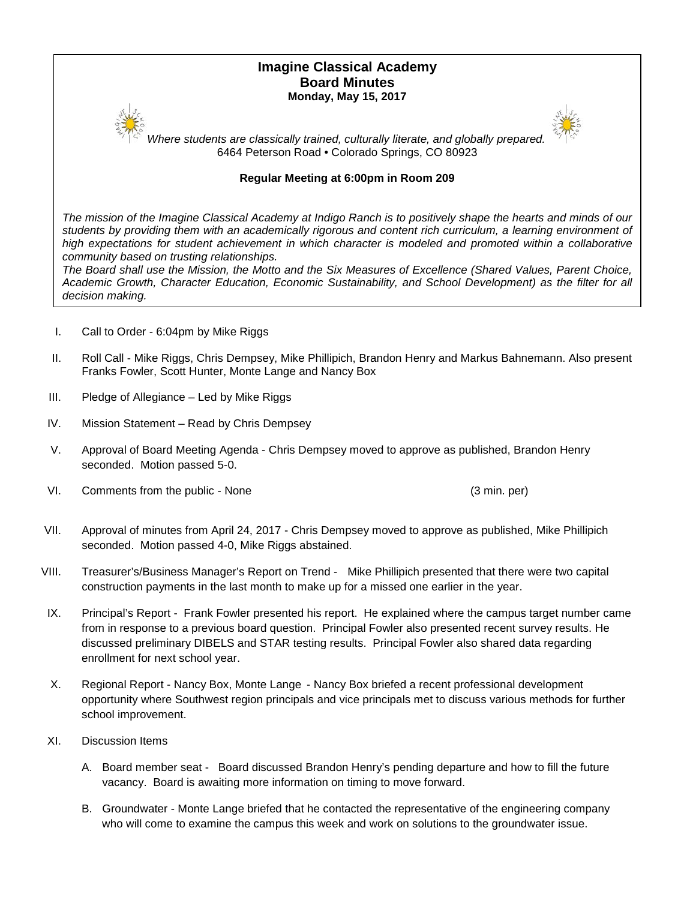# Imagine Classical Academy
## Board Minutes
**Monday, May 15, 2017**

*Where students are classically trained, culturally literate, and globally prepared.*
6464 Peterson Road • Colorado Springs, CO 80923

**Regular Meeting at 6:00pm in Room 209**

*The mission of the Imagine Classical Academy at Indigo Ranch is to positively shape the hearts and minds of our students by providing them with an academically rigorous and content rich curriculum, a learning environment of high expectations for student achievement in which character is modeled and promoted within a collaborative community based on trusting relationships.*
*The Board shall use the Mission, the Motto and the Six Measures of Excellence (Shared Values, Parent Choice, Academic Growth, Character Education, Economic Sustainability, and School Development) as the filter for all decision making.*

I. Call to Order - 6:04pm by Mike Riggs

II. Roll Call - Mike Riggs, Chris Dempsey, Mike Phillipich, Brandon Henry and Markus Bahnemann. Also present Franks Fowler, Scott Hunter, Monte Lange and Nancy Box

III. Pledge of Allegiance – Led by Mike Riggs

IV. Mission Statement – Read by Chris Dempsey

V. Approval of Board Meeting Agenda - Chris Dempsey moved to approve as published, Brandon Henry seconded. Motion passed 5-0.

VI. Comments from the public - None (3 min. per)

VII. Approval of minutes from April 24, 2017 - Chris Dempsey moved to approve as published, Mike Phillipich seconded. Motion passed 4-0, Mike Riggs abstained.

VIII. Treasurer's/Business Manager's Report on Trend - Mike Phillipich presented that there were two capital construction payments in the last month to make up for a missed one earlier in the year.

IX. Principal's Report - Frank Fowler presented his report. He explained where the campus target number came from in response to a previous board question. Principal Fowler also presented recent survey results. He discussed preliminary DIBELS and STAR testing results. Principal Fowler also shared data regarding enrollment for next school year.

X. Regional Report - Nancy Box, Monte Lange - Nancy Box briefed a recent professional development opportunity where Southwest region principals and vice principals met to discuss various methods for further school improvement.

XI. Discussion Items

A. Board member seat - Board discussed Brandon Henry's pending departure and how to fill the future vacancy. Board is awaiting more information on timing to move forward.

B. Groundwater - Monte Lange briefed that he contacted the representative of the engineering company who will come to examine the campus this week and work on solutions to the groundwater issue.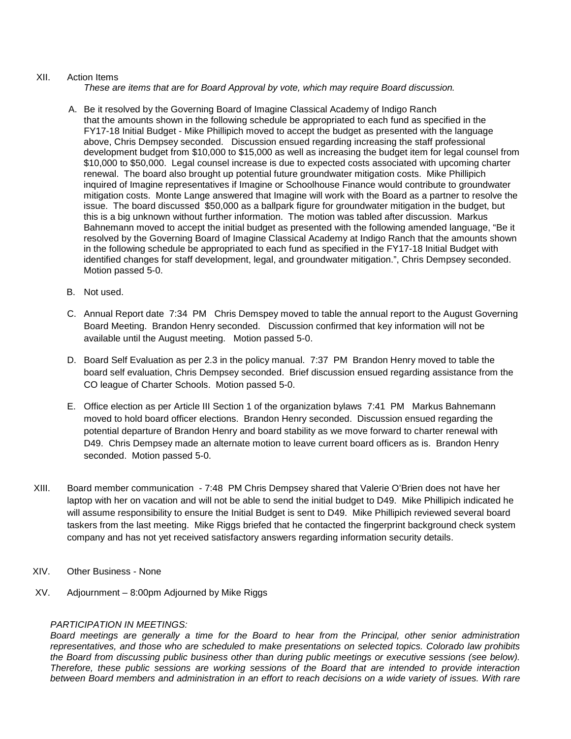XII. Action Items

*These are items that are for Board Approval by vote, which may require Board discussion.*

A. Be it resolved by the Governing Board of Imagine Classical Academy of Indigo Ranch that the amounts shown in the following schedule be appropriated to each fund as specified in the FY17-18 Initial Budget - Mike Phillipich moved to accept the budget as presented with the language above, Chris Dempsey seconded. Discussion ensued regarding increasing the staff professional development budget from $10,000 to $15,000 as well as increasing the budget item for legal counsel from $10,000 to $50,000. Legal counsel increase is due to expected costs associated with upcoming charter renewal. The board also brought up potential future groundwater mitigation costs. Mike Phillipich inquired of Imagine representatives if Imagine or Schoolhouse Finance would contribute to groundwater mitigation costs. Monte Lange answered that Imagine will work with the Board as a partner to resolve the issue. The board discussed $50,000 as a ballpark figure for groundwater mitigation in the budget, but this is a big unknown without further information. The motion was tabled after discussion. Markus Bahnemann moved to accept the initial budget as presented with the following amended language, "Be it resolved by the Governing Board of Imagine Classical Academy at Indigo Ranch that the amounts shown in the following schedule be appropriated to each fund as specified in the FY17-18 Initial Budget with identified changes for staff development, legal, and groundwater mitigation.", Chris Dempsey seconded. Motion passed 5-0.

B. Not used.

C. Annual Report date 7:34 PM Chris Demspey moved to table the annual report to the August Governing Board Meeting. Brandon Henry seconded. Discussion confirmed that key information will not be available until the August meeting. Motion passed 5-0.

D. Board Self Evaluation as per 2.3 in the policy manual. 7:37 PM Brandon Henry moved to table the board self evaluation, Chris Dempsey seconded. Brief discussion ensued regarding assistance from the CO league of Charter Schools. Motion passed 5-0.

E. Office election as per Article III Section 1 of the organization bylaws 7:41 PM Markus Bahnemann moved to hold board officer elections. Brandon Henry seconded. Discussion ensued regarding the potential departure of Brandon Henry and board stability as we move forward to charter renewal with D49. Chris Dempsey made an alternate motion to leave current board officers as is. Brandon Henry seconded. Motion passed 5-0.

XIII. Board member communication - 7:48 PM Chris Dempsey shared that Valerie O'Brien does not have her laptop with her on vacation and will not be able to send the initial budget to D49. Mike Phillipich indicated he will assume responsibility to ensure the Initial Budget is sent to D49. Mike Phillipich reviewed several board taskers from the last meeting. Mike Riggs briefed that he contacted the fingerprint background check system company and has not yet received satisfactory answers regarding information security details.

XIV. Other Business - None

XV. Adjournment – 8:00pm Adjourned by Mike Riggs

*PARTICIPATION IN MEETINGS:*

*Board meetings are generally a time for the Board to hear from the Principal, other senior administration representatives, and those who are scheduled to make presentations on selected topics. Colorado law prohibits the Board from discussing public business other than during public meetings or executive sessions (see below). Therefore, these public sessions are working sessions of the Board that are intended to provide interaction between Board members and administration in an effort to reach decisions on a wide variety of issues. With rare*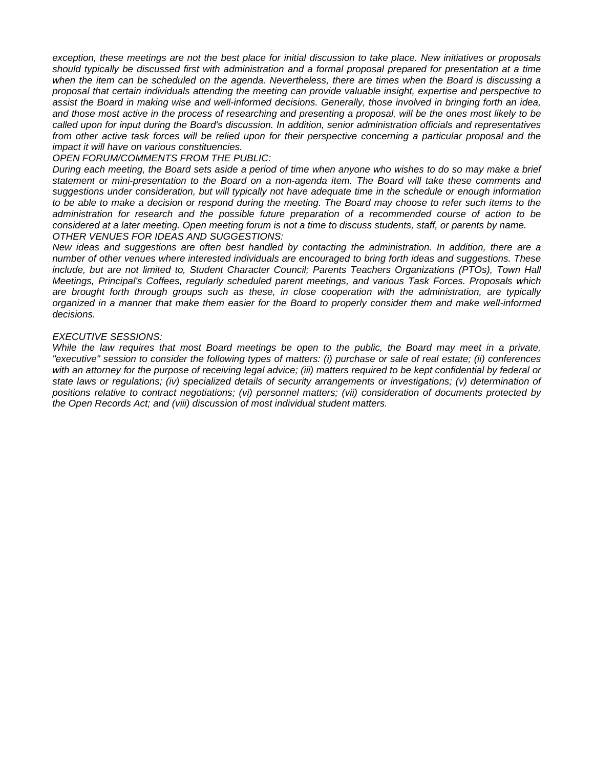*exception, these meetings are not the best place for initial discussion to take place. New initiatives or proposals should typically be discussed first with administration and a formal proposal prepared for presentation at a time when the item can be scheduled on the agenda. Nevertheless, there are times when the Board is discussing a proposal that certain individuals attending the meeting can provide valuable insight, expertise and perspective to assist the Board in making wise and well-informed decisions. Generally, those involved in bringing forth an idea, and those most active in the process of researching and presenting a proposal, will be the ones most likely to be called upon for input during the Board's discussion. In addition, senior administration officials and representatives from other active task forces will be relied upon for their perspective concerning a particular proposal and the impact it will have on various constituencies.*

*OPEN FORUM/COMMENTS FROM THE PUBLIC:*

*During each meeting, the Board sets aside a period of time when anyone who wishes to do so may make a brief statement or mini-presentation to the Board on a non-agenda item. The Board will take these comments and suggestions under consideration, but will typically not have adequate time in the schedule or enough information to be able to make a decision or respond during the meeting. The Board may choose to refer such items to the administration for research and the possible future preparation of a recommended course of action to be considered at a later meeting. Open meeting forum is not a time to discuss students, staff, or parents by name.*

*OTHER VENUES FOR IDEAS AND SUGGESTIONS:*

*New ideas and suggestions are often best handled by contacting the administration. In addition, there are a number of other venues where interested individuals are encouraged to bring forth ideas and suggestions. These include, but are not limited to, Student Character Council; Parents Teachers Organizations (PTOs), Town Hall Meetings, Principal's Coffees, regularly scheduled parent meetings, and various Task Forces. Proposals which are brought forth through groups such as these, in close cooperation with the administration, are typically organized in a manner that make them easier for the Board to properly consider them and make well-informed decisions.*

*EXECUTIVE SESSIONS:*

*While the law requires that most Board meetings be open to the public, the Board may meet in a private, "executive" session to consider the following types of matters: (i) purchase or sale of real estate; (ii) conferences with an attorney for the purpose of receiving legal advice; (iii) matters required to be kept confidential by federal or state laws or regulations; (iv) specialized details of security arrangements or investigations; (v) determination of positions relative to contract negotiations; (vi) personnel matters; (vii) consideration of documents protected by the Open Records Act; and (viii) discussion of most individual student matters.*